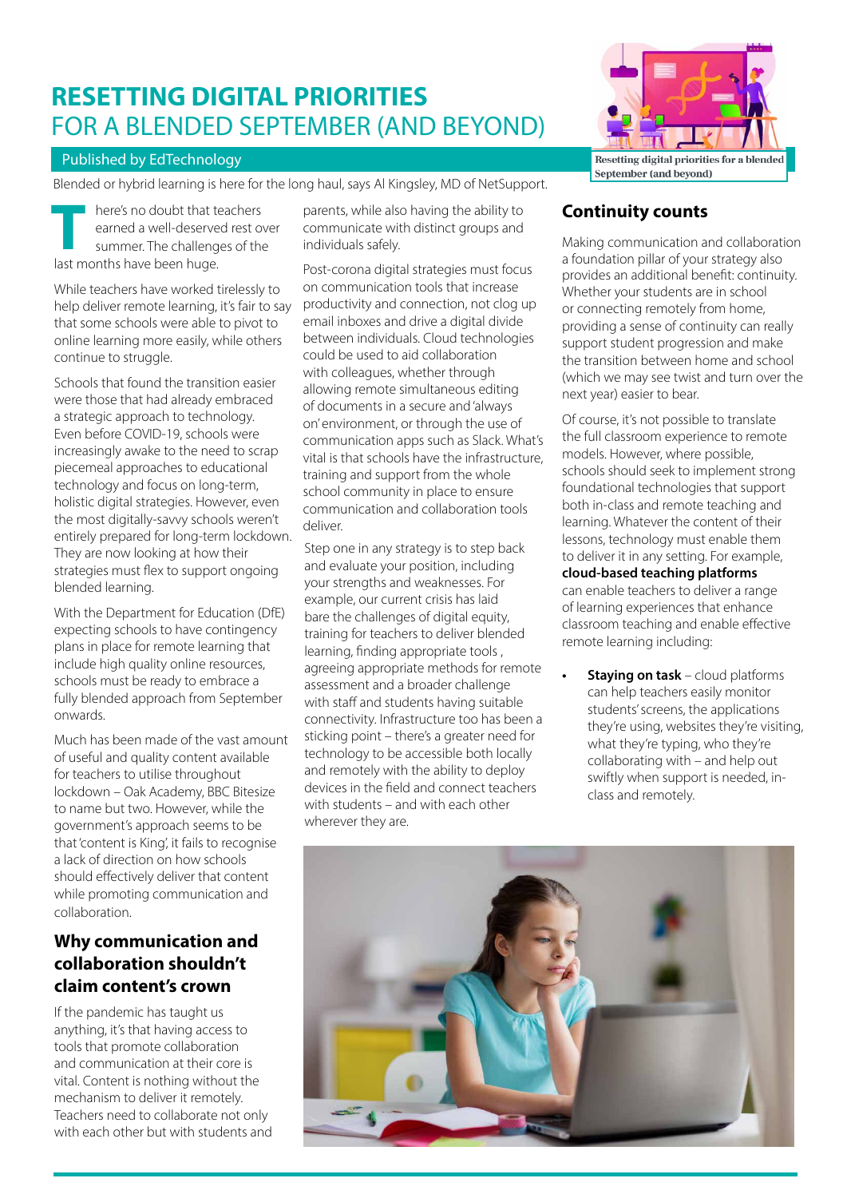# RESETTING DIGITAL PRIORITIES
## FOR A BLENDED SEPTEMBER (AND BEYOND)

Published by EdTechnology

Blended or hybrid learning is here for the long haul, says Al Kingsley, MD of NetSupport.

Resetting digital priorities for a blended September (and beyond)

There's no doubt that teachers earned a well-deserved rest over summer. The challenges of the last months have been huge.

While teachers have worked tirelessly to help deliver remote learning, it's fair to say that some schools were able to pivot to online learning more easily, while others continue to struggle.

Schools that found the transition easier were those that had already embraced a strategic approach to technology. Even before COVID-19, schools were increasingly awake to the need to scrap piecemeal approaches to educational technology and focus on long-term, holistic digital strategies. However, even the most digitally-savvy schools weren't entirely prepared for long-term lockdown. They are now looking at how their strategies must flex to support ongoing blended learning.

With the Department for Education (DfE) expecting schools to have contingency plans in place for remote learning that include high quality online resources, schools must be ready to embrace a fully blended approach from September onwards.

Much has been made of the vast amount of useful and quality content available for teachers to utilise throughout lockdown – Oak Academy, BBC Bitesize to name but two. However, while the government's approach seems to be that 'content is King', it fails to recognise a lack of direction on how schools should effectively deliver that content while promoting communication and collaboration.

### Why communication and collaboration shouldn't claim content's crown

If the pandemic has taught us anything, it's that having access to tools that promote collaboration and communication at their core is vital. Content is nothing without the mechanism to deliver it remotely. Teachers need to collaborate not only with each other but with students and parents, while also having the ability to communicate with distinct groups and individuals safely.

Post-corona digital strategies must focus on communication tools that increase productivity and connection, not clog up email inboxes and drive a digital divide between individuals. Cloud technologies could be used to aid collaboration with colleagues, whether through allowing remote simultaneous editing of documents in a secure and 'always on' environment, or through the use of communication apps such as Slack. What's vital is that schools have the infrastructure, training and support from the whole school community in place to ensure communication and collaboration tools deliver.

Step one in any strategy is to step back and evaluate your position, including your strengths and weaknesses. For example, our current crisis has laid bare the challenges of digital equity, training for teachers to deliver blended learning, finding appropriate tools , agreeing appropriate methods for remote assessment and a broader challenge with staff and students having suitable connectivity. Infrastructure too has been a sticking point – there's a greater need for technology to be accessible both locally and remotely with the ability to deploy devices in the field and connect teachers with students – and with each other wherever they are.

### Continuity counts

Making communication and collaboration a foundation pillar of your strategy also provides an additional benefit: continuity. Whether your students are in school or connecting remotely from home, providing a sense of continuity can really support student progression and make the transition between home and school (which we may see twist and turn over the next year) easier to bear.

Of course, it's not possible to translate the full classroom experience to remote models. However, where possible, schools should seek to implement strong foundational technologies that support both in-class and remote teaching and learning. Whatever the content of their lessons, technology must enable them to deliver it in any setting. For example, **cloud-based teaching platforms** can enable teachers to deliver a range of learning experiences that enhance classroom teaching and enable effective remote learning including:

- **Staying on task** – cloud platforms can help teachers easily monitor students' screens, the applications they're using, websites they're visiting, what they're typing, who they're collaborating with – and help out swiftly when support is needed, in-class and remotely.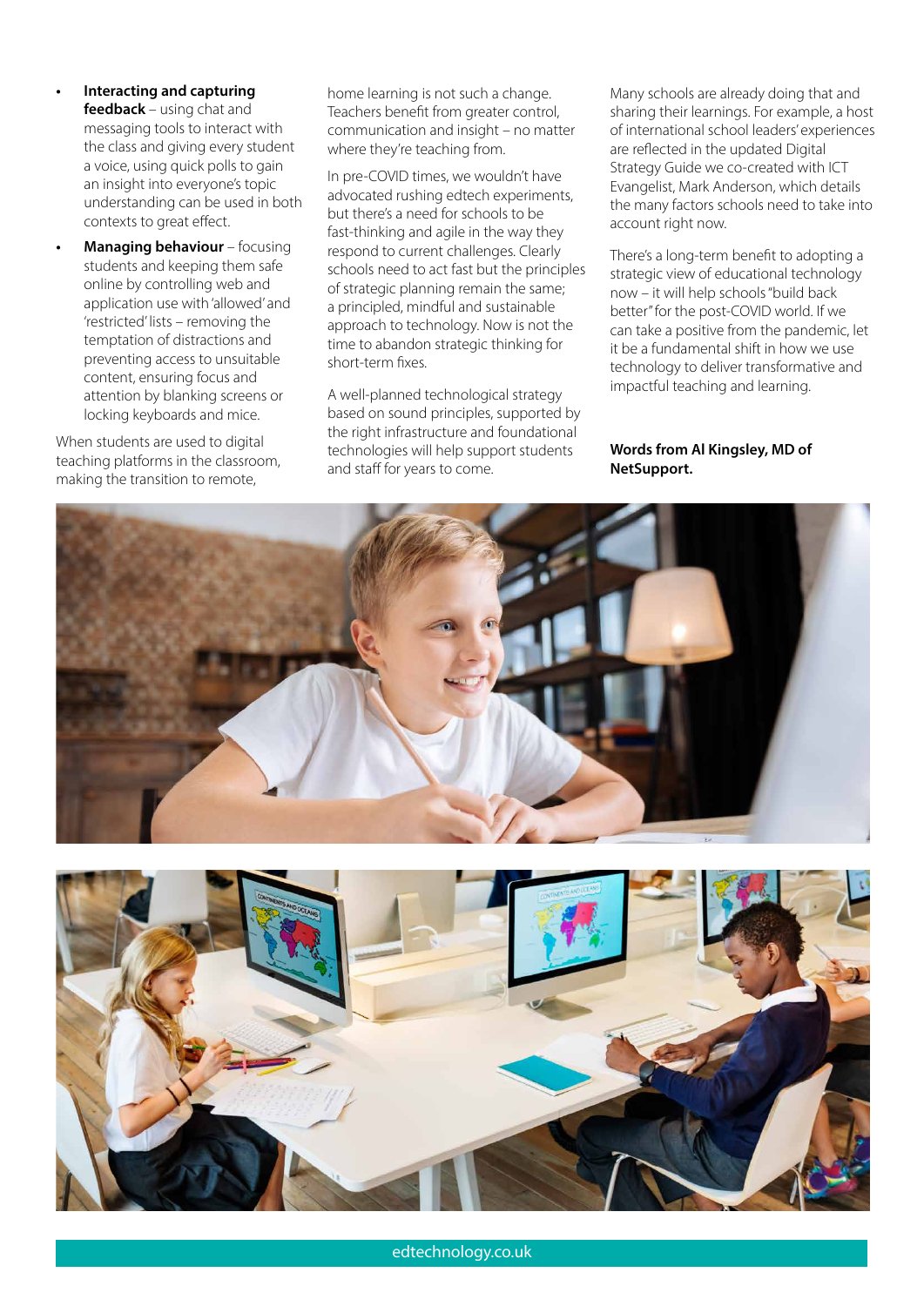- **Interacting and capturing feedback** – using chat and messaging tools to interact with the class and giving every student a voice, using quick polls to gain an insight into everyone's topic understanding can be used in both contexts to great effect.
- **Managing behaviour** – focusing students and keeping them safe online by controlling web and application use with 'allowed' and 'restricted' lists – removing the temptation of distractions and preventing access to unsuitable content, ensuring focus and attention by blanking screens or locking keyboards and mice.

When students are used to digital teaching platforms in the classroom, making the transition to remote, home learning is not such a change. Teachers benefit from greater control, communication and insight – no matter where they're teaching from.

In pre-COVID times, we wouldn't have advocated rushing edtech experiments, but there's a need for schools to be fast-thinking and agile in the way they respond to current challenges. Clearly schools need to act fast but the principles of strategic planning remain the same; a principled, mindful and sustainable approach to technology. Now is not the time to abandon strategic thinking for short-term fixes.

A well-planned technological strategy based on sound principles, supported by the right infrastructure and foundational technologies will help support students and staff for years to come.

Many schools are already doing that and sharing their learnings. For example, a host of international school leaders' experiences are reflected in the updated Digital Strategy Guide we co-created with ICT Evangelist, Mark Anderson, which details the many factors schools need to take into account right now.

There's a long-term benefit to adopting a strategic view of educational technology now – it will help schools "build back better" for the post-COVID world. If we can take a positive from the pandemic, let it be a fundamental shift in how we use technology to deliver transformative and impactful teaching and learning.

**Words from Al Kingsley, MD of NetSupport.**